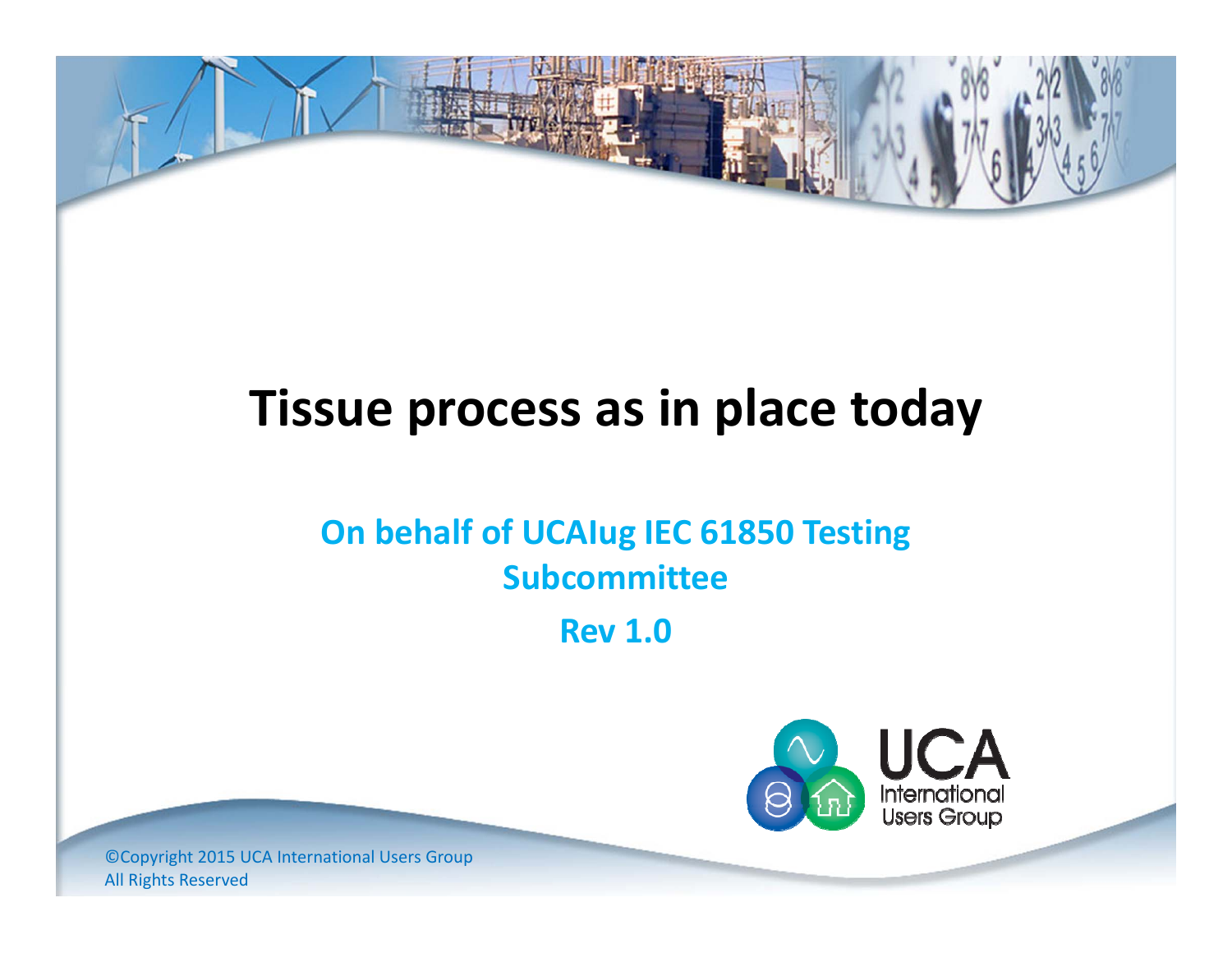# Tissue process as in place today

**On behalf of UCAIug IEC 61850 Testing Subcommittee**

**Rev 1.0**

©Copyright 2015 UCA International Users Group
All Rights Reserved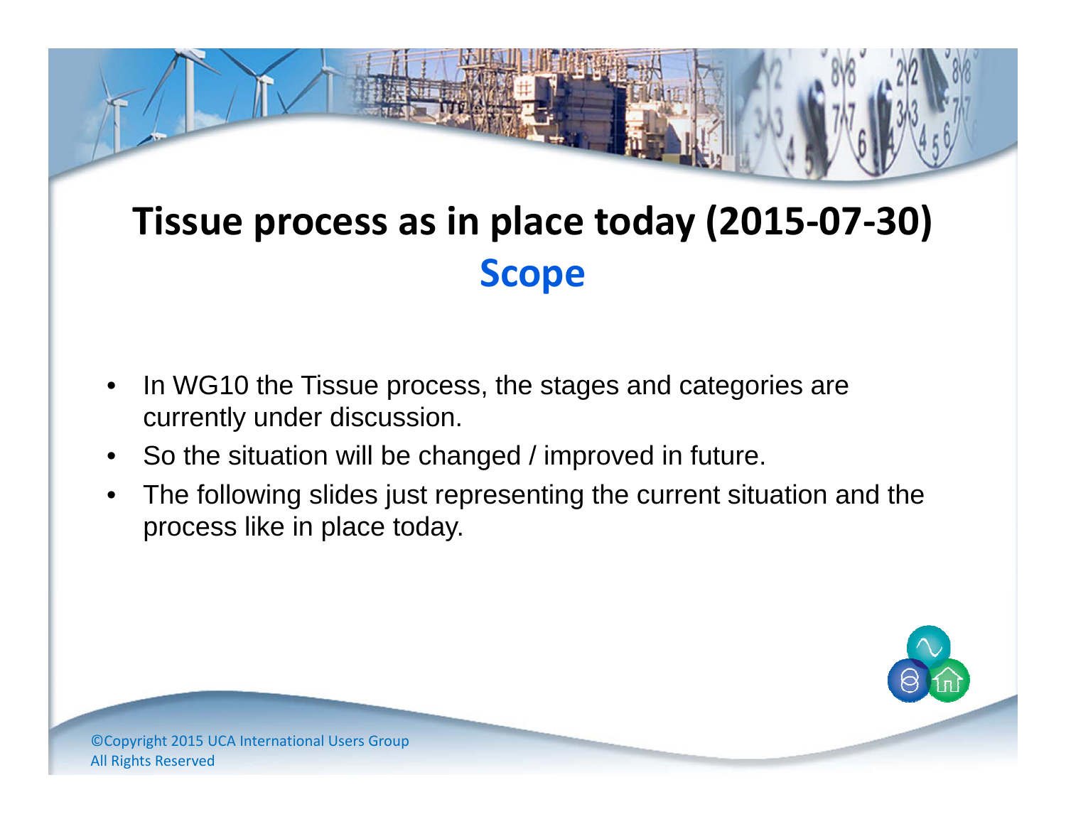# Tissue process as in place today (2015-07-30)

## Scope

- In WG10 the Tissue process, the stages and categories are currently under discussion.
- So the situation will be changed / improved in future.
- The following slides just representing the current situation and the process like in place today.

©Copyright 2015 UCA International Users Group
All Rights Reserved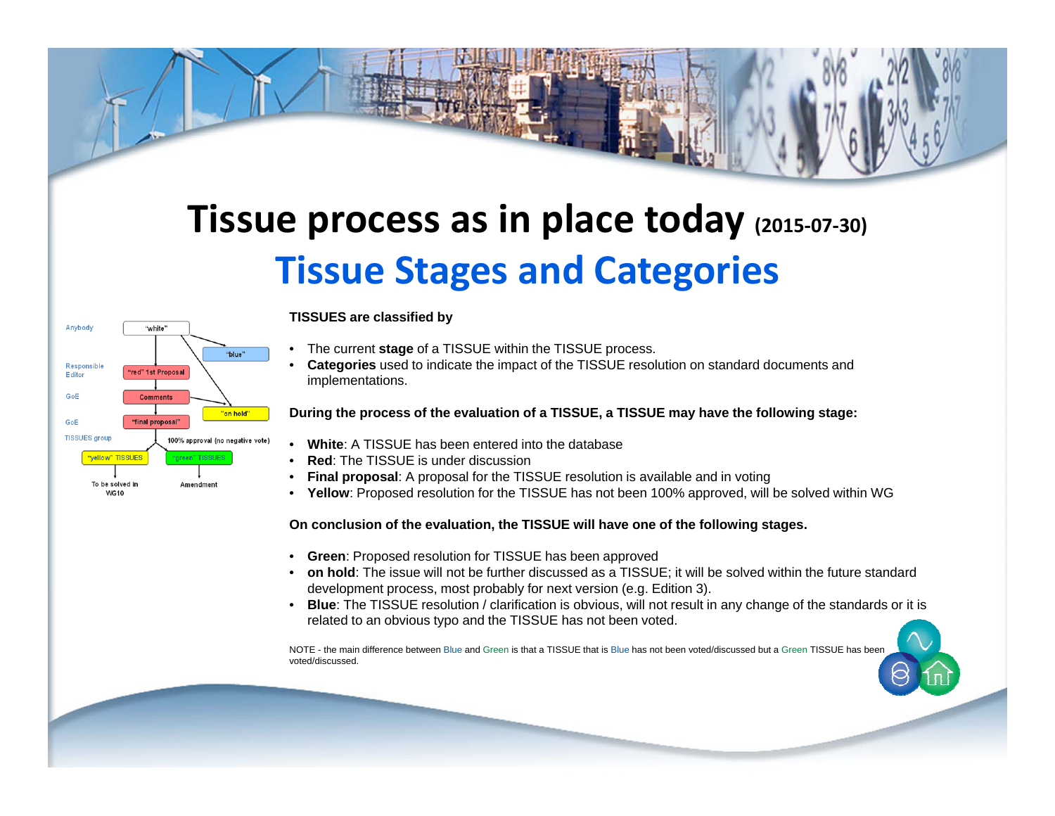# Tissue process as in place today (2015-07-30)

## Tissue Stages and Categories

Anybody — "white"

"blue"

Responsible Editor — "red" 1st Proposal

GoE — Comments

"on hold"

GoE — "final proposal"

TISSUES group — 100% approval (no negative vote)

"yellow" TISSUES — To be solved in WG10

"green" TISSUES — Amendment

**TISSUES are classified by**

- The current **stage** of a TISSUE within the TISSUE process.
- **Categories** used to indicate the impact of the TISSUE resolution on standard documents and implementations.

**During the process of the evaluation of a TISSUE, a TISSUE may have the following stage:**

- **White**: A TISSUE has been entered into the database
- **Red**: The TISSUE is under discussion
- **Final proposal**: A proposal for the TISSUE resolution is available and in voting
- **Yellow**: Proposed resolution for the TISSUE has not been 100% approved, will be solved within WG

**On conclusion of the evaluation, the TISSUE will have one of the following stages.**

- **Green**: Proposed resolution for TISSUE has been approved
- **on hold**: The issue will not be further discussed as a TISSUE; it will be solved within the future standard development process, most probably for next version (e.g. Edition 3).
- **Blue**: The TISSUE resolution / clarification is obvious, will not result in any change of the standards or it is related to an obvious typo and the TISSUE has not been voted.

NOTE - the main difference between Blue and Green is that a TISSUE that is Blue has not been voted/discussed but a Green TISSUE has been voted/discussed.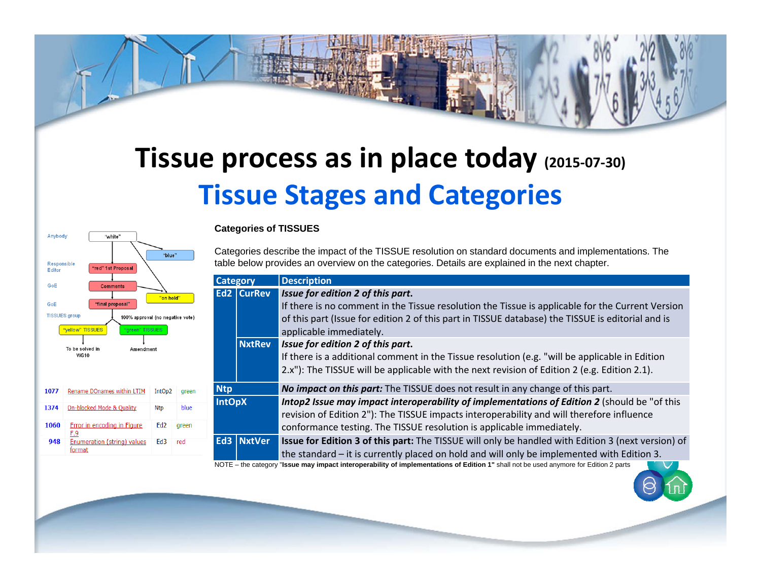# Tissue process as in place today (2015-07-30)

## Tissue Stages and Categories

Anybody — "white"

"blue"

Responsible Editor — "red" 1st Proposal

GoE — Comments

"on hold"

GoE — "final proposal"

TISSUES group — 100% approval (no negative vote)

"yellow" TISSUES — To be solved in WG10

"green" TISSUES — Amendment

| | | | |
|---|---|---|---|
| 1077 | Rename DOnames within LTIM | IntOp2 | green |
| 1374 | On-blocked Mode & Quality | Ntp | blue |
| 1060 | Error in encoding in Figure F.9 | Ed2 | green |
| 948 | Enumeration (string) values format | Ed3 | red |

**Categories of TISSUES**

Categories describe the impact of the TISSUE resolution on standard documents and implementations. The table below provides an overview on the categories. Details are explained in the next chapter.

| Category | | Description |
|---|---|---|
| Ed2 | CurRev | ***Issue for edition 2 of this part.*** If there is no comment in the Tissue resolution the Tissue is applicable for the Current Version of this part (Issue for edition 2 of this part in TISSUE database) the TISSUE is editorial and is applicable immediately. |
| | NxtRev | ***Issue for edition 2 of this part.*** If there is a additional comment in the Tissue resolution (e.g. "will be applicable in Edition 2.x"): The TISSUE will be applicable with the next revision of Edition 2 (e.g. Edition 2.1). |
| Ntp | | ***No impact on this part:*** The TISSUE does not result in any change of this part. |
| IntOpX | | ***Intop2 Issue may impact interoperability of implementations of Edition 2*** (should be "of this revision of Edition 2"): The TISSUE impacts interoperability and will therefore influence conformance testing. The TISSUE resolution is applicable immediately. |
| Ed3 | NxtVer | **Issue for Edition 3 of this part:** The TISSUE will only be handled with Edition 3 (next version) of the standard – it is currently placed on hold and will only be implemented with Edition 3. |

NOTE – the category "**Issue may impact interoperability of implementations of Edition 1"** shall not be used anymore for Edition 2 parts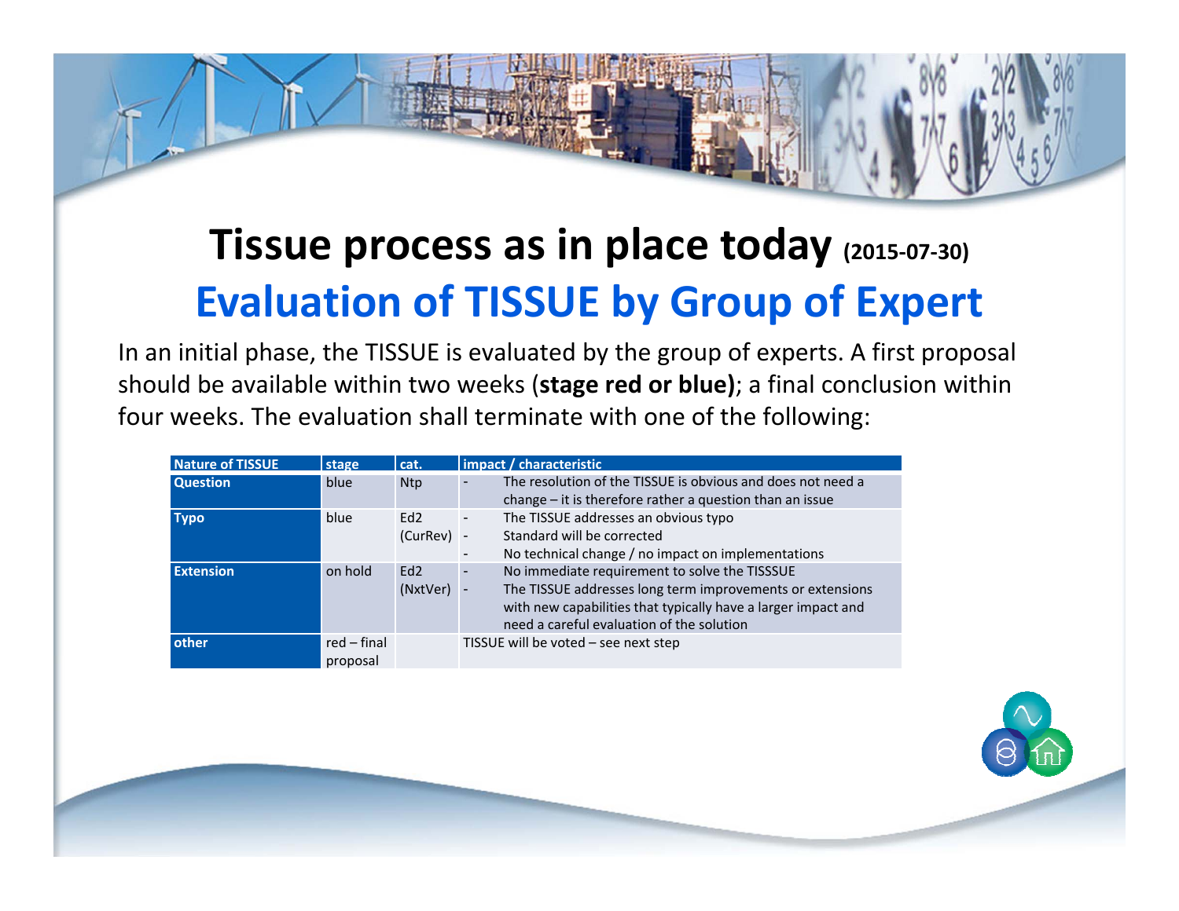# Tissue process as in place today (2015-07-30)

## Evaluation of TISSUE by Group of Expert

In an initial phase, the TISSUE is evaluated by the group of experts. A first proposal should be available within two weeks (**stage red or blue)**; a final conclusion within four weeks. The evaluation shall terminate with one of the following:

| Nature of TISSUE | stage | cat. | impact / characteristic |
|---|---|---|---|
| **Question** | blue | Ntp | - The resolution of the TISSUE is obvious and does not need a change – it is therefore rather a question than an issue |
| **Typo** | blue | Ed2 (CurRev) | - The TISSUE addresses an obvious typo<br>- Standard will be corrected<br>- No technical change / no impact on implementations |
| **Extension** | on hold | Ed2 (NxtVer) | - No immediate requirement to solve the TISSSUE<br>- The TISSUE addresses long term improvements or extensions with new capabilities that typically have a larger impact and need a careful evaluation of the solution |
| **other** | red – final proposal | | TISSUE will be voted – see next step |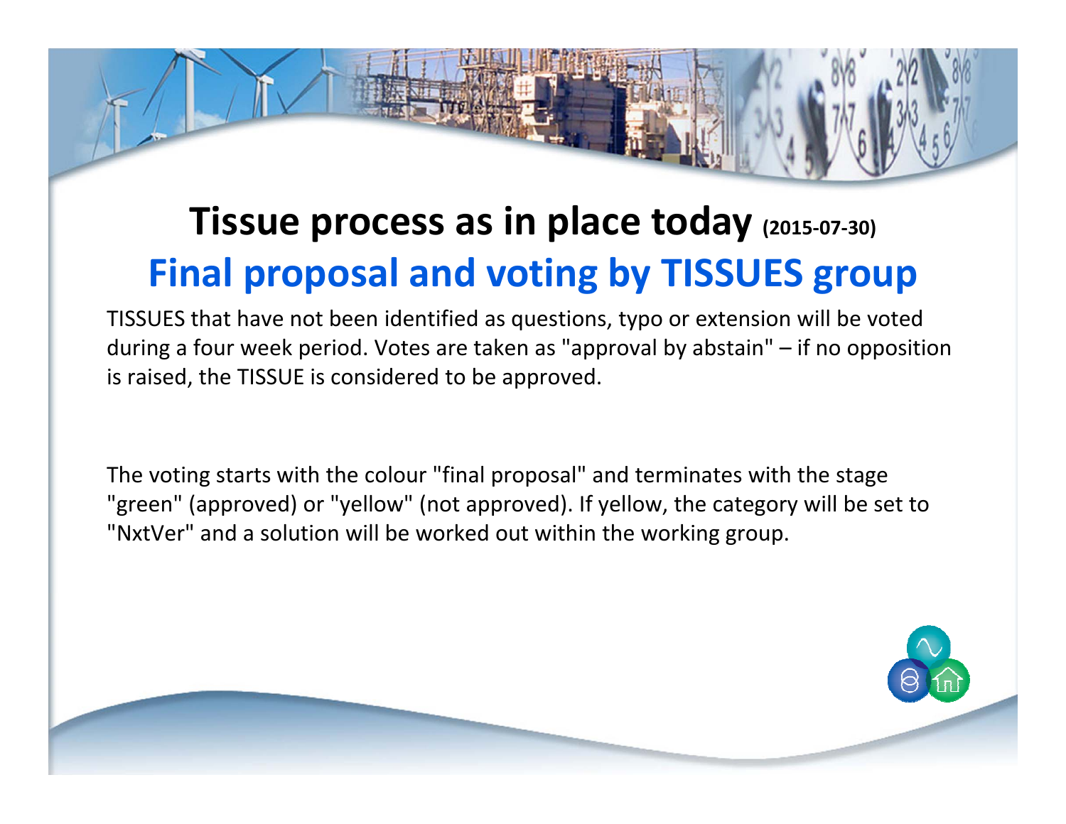# Tissue process as in place today (2015-07-30)

## Final proposal and voting by TISSUES group

TISSUES that have not been identified as questions, typo or extension will be voted during a four week period. Votes are taken as "approval by abstain" – if no opposition is raised, the TISSUE is considered to be approved.

The voting starts with the colour "final proposal" and terminates with the stage "green" (approved) or "yellow" (not approved). If yellow, the category will be set to "NxtVer" and a solution will be worked out within the working group.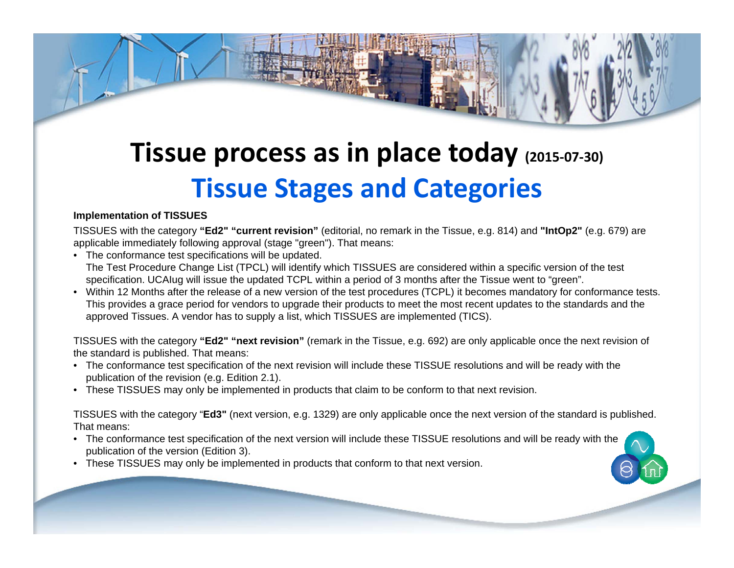# Tissue process as in place today (2015-07-30)

## Tissue Stages and Categories

**Implementation of TISSUES**

TISSUES with the category **"Ed2" "current revision"** (editorial, no remark in the Tissue, e.g. 814) and **"IntOp2"** (e.g. 679) are applicable immediately following approval (stage "green"). That means:

- The conformance test specifications will be updated.
  The Test Procedure Change List (TPCL) will identify which TISSUES are considered within a specific version of the test specification. UCAIug will issue the updated TCPL within a period of 3 months after the Tissue went to "green".
- Within 12 Months after the release of a new version of the test procedures (TCPL) it becomes mandatory for conformance tests. This provides a grace period for vendors to upgrade their products to meet the most recent updates to the standards and the approved Tissues. A vendor has to supply a list, which TISSUES are implemented (TICS).

TISSUES with the category **"Ed2" "next revision"** (remark in the Tissue, e.g. 692) are only applicable once the next revision of the standard is published. That means:

- The conformance test specification of the next revision will include these TISSUE resolutions and will be ready with the publication of the revision (e.g. Edition 2.1).
- These TISSUES may only be implemented in products that claim to be conform to that next revision.

TISSUES with the category "**Ed3"** (next version, e.g. 1329) are only applicable once the next version of the standard is published. That means:

- The conformance test specification of the next version will include these TISSUE resolutions and will be ready with the publication of the version (Edition 3).
- These TISSUES may only be implemented in products that conform to that next version.